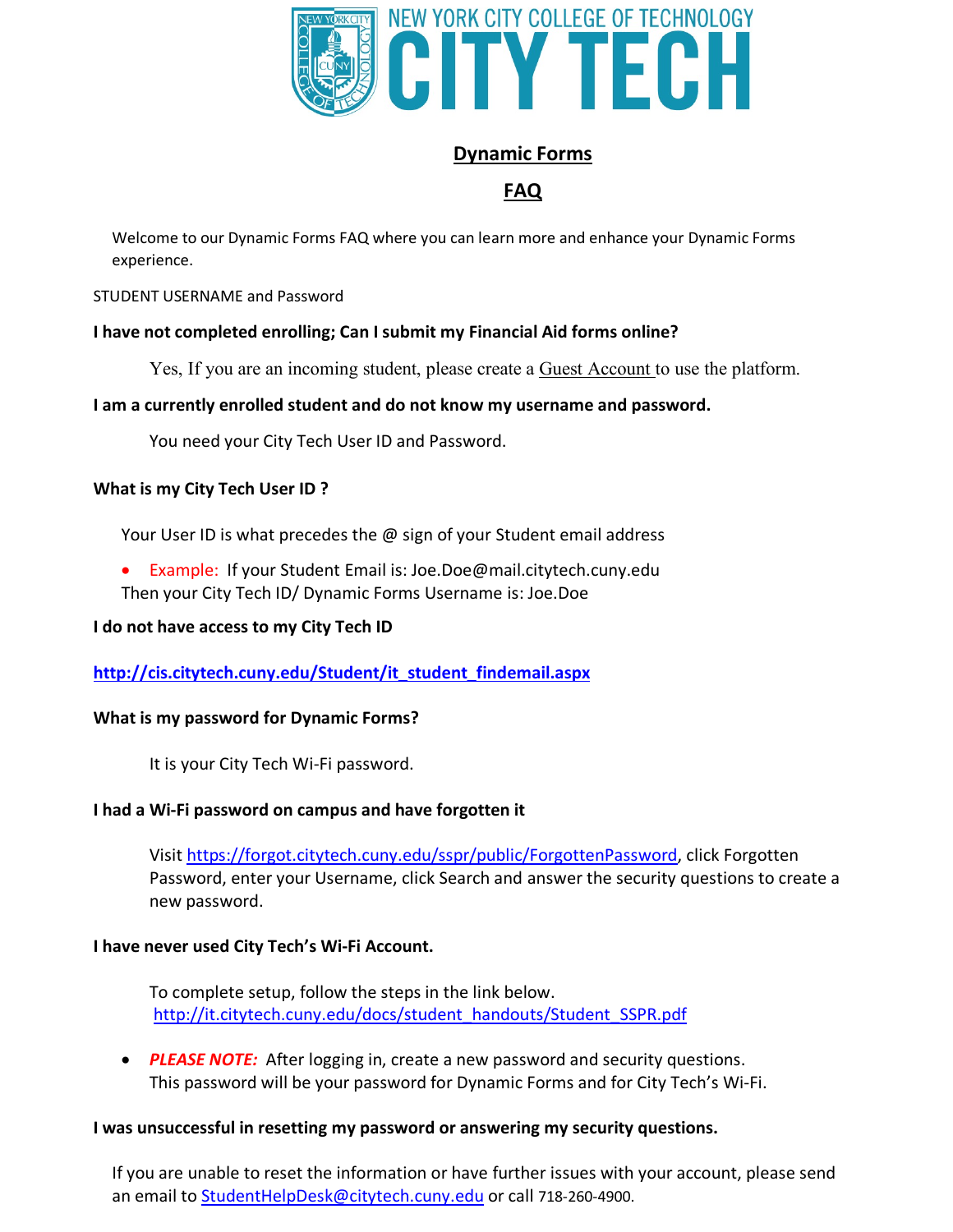NEW YORK CITY COLLEGE OF TECHNOLOGY

# CITY TECH

## Dynamic Forms

## FAQ

Welcome to our Dynamic Forms FAQ where you can learn more and enhance your Dynamic Forms experience.

STUDENT USERNAME and Password

**I have not completed enrolling; Can I submit my Financial Aid forms online?**

Yes, If you are an incoming student, please create a Guest Account to use the platform.

**I am a currently enrolled student and do not know my username and password.**

You need your City Tech User ID and Password.

**What is my City Tech User ID ?**

Your User ID is what precedes the @ sign of your Student email address

- Example: If your Student Email is: Joe.Doe@mail.citytech.cuny.edu
  Then your City Tech ID/ Dynamic Forms Username is: Joe.Doe

**I do not have access to my City Tech ID**

**http://cis.citytech.cuny.edu/Student/it_student_findemail.aspx**

**What is my password for Dynamic Forms?**

It is your City Tech Wi-Fi password.

**I had a Wi-Fi password on campus and have forgotten it**

Visit https://forgot.citytech.cuny.edu/sspr/public/ForgottenPassword, click Forgotten Password, enter your Username, click Search and answer the security questions to create a new password.

**I have never used City Tech's Wi-Fi Account.**

To complete setup, follow the steps in the link below.
http://it.citytech.cuny.edu/docs/student_handouts/Student_SSPR.pdf

- ***PLEASE NOTE:*** After logging in, create a new password and security questions. This password will be your password for Dynamic Forms and for City Tech's Wi-Fi.

**I was unsuccessful in resetting my password or answering my security questions.**

If you are unable to reset the information or have further issues with your account, please send an email to StudentHelpDesk@citytech.cuny.edu or call 718-260-4900.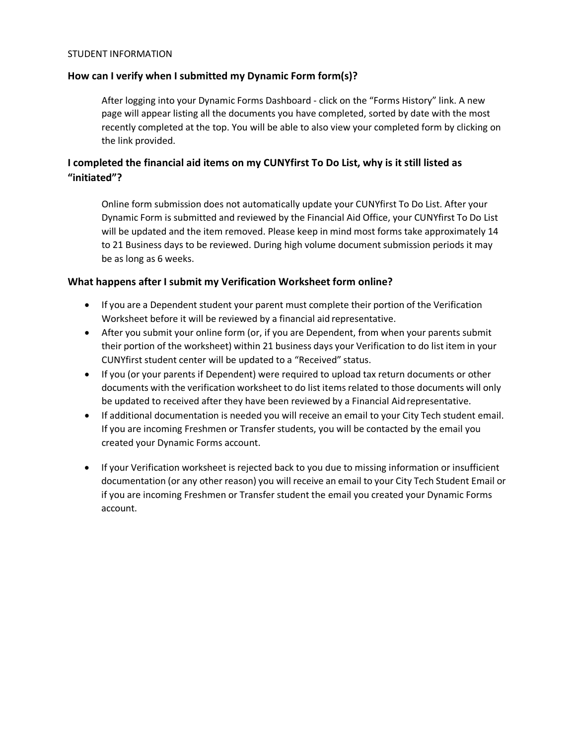STUDENT INFORMATION

### How can I verify when I submitted my Dynamic Form form(s)?

After logging into your Dynamic Forms Dashboard - click on the "Forms History" link. A new page will appear listing all the documents you have completed, sorted by date with the most recently completed at the top. You will be able to also view your completed form by clicking on the link provided.

### I completed the financial aid items on my CUNYfirst To Do List, why is it still listed as "initiated"?

Online form submission does not automatically update your CUNYfirst To Do List. After your Dynamic Form is submitted and reviewed by the Financial Aid Office, your CUNYfirst To Do List will be updated and the item removed. Please keep in mind most forms take approximately 14 to 21 Business days to be reviewed. During high volume document submission periods it may be as long as 6 weeks.

### What happens after I submit my Verification Worksheet form online?

- If you are a Dependent student your parent must complete their portion of the Verification Worksheet before it will be reviewed by a financial aid representative.
- After you submit your online form (or, if you are Dependent, from when your parents submit their portion of the worksheet) within 21 business days your Verification to do list item in your CUNYfirst student center will be updated to a "Received" status.
- If you (or your parents if Dependent) were required to upload tax return documents or other documents with the verification worksheet to do list items related to those documents will only be updated to received after they have been reviewed by a Financial Aid representative.
- If additional documentation is needed you will receive an email to your City Tech student email. If you are incoming Freshmen or Transfer students, you will be contacted by the email you created your Dynamic Forms account.
- If your Verification worksheet is rejected back to you due to missing information or insufficient documentation (or any other reason) you will receive an email to your City Tech Student Email or if you are incoming Freshmen or Transfer student the email you created your Dynamic Forms account.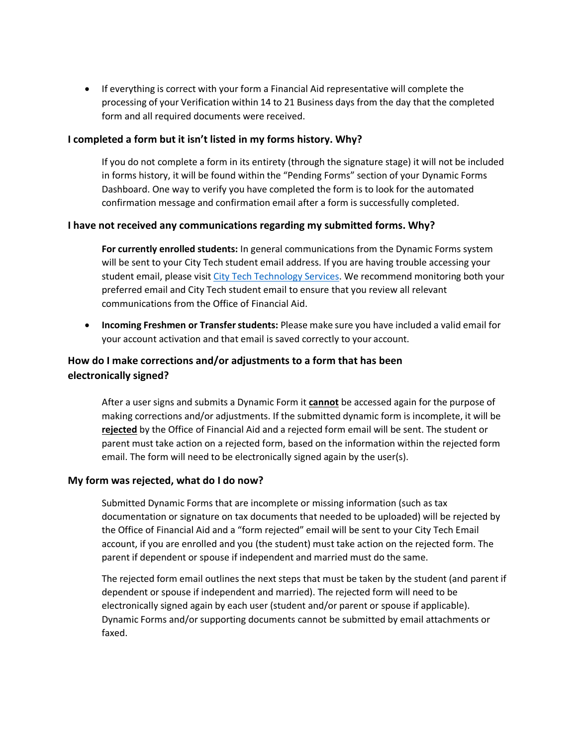- If everything is correct with your form a Financial Aid representative will complete the processing of your Verification within 14 to 21 Business days from the day that the completed form and all required documents were received.

### I completed a form but it isn't listed in my forms history. Why?

If you do not complete a form in its entirety (through the signature stage) it will not be included in forms history, it will be found within the "Pending Forms" section of your Dynamic Forms Dashboard. One way to verify you have completed the form is to look for the automated confirmation message and confirmation email after a form is successfully completed.

### I have not received any communications regarding my submitted forms. Why?

**For currently enrolled students:** In general communications from the Dynamic Forms system will be sent to your City Tech student email address. If you are having trouble accessing your student email, please visit City Tech Technology Services. We recommend monitoring both your preferred email and City Tech student email to ensure that you review all relevant communications from the Office of Financial Aid.

- **Incoming Freshmen or Transfer students:** Please make sure you have included a valid email for your account activation and that email is saved correctly to your account.

### How do I make corrections and/or adjustments to a form that has been electronically signed?

After a user signs and submits a Dynamic Form it **cannot** be accessed again for the purpose of making corrections and/or adjustments. If the submitted dynamic form is incomplete, it will be **rejected** by the Office of Financial Aid and a rejected form email will be sent. The student or parent must take action on a rejected form, based on the information within the rejected form email. The form will need to be electronically signed again by the user(s).

### My form was rejected, what do I do now?

Submitted Dynamic Forms that are incomplete or missing information (such as tax documentation or signature on tax documents that needed to be uploaded) will be rejected by the Office of Financial Aid and a "form rejected" email will be sent to your City Tech Email account, if you are enrolled and you (the student) must take action on the rejected form. The parent if dependent or spouse if independent and married must do the same.

The rejected form email outlines the next steps that must be taken by the student (and parent if dependent or spouse if independent and married). The rejected form will need to be electronically signed again by each user (student and/or parent or spouse if applicable). Dynamic Forms and/or supporting documents cannot be submitted by email attachments or faxed.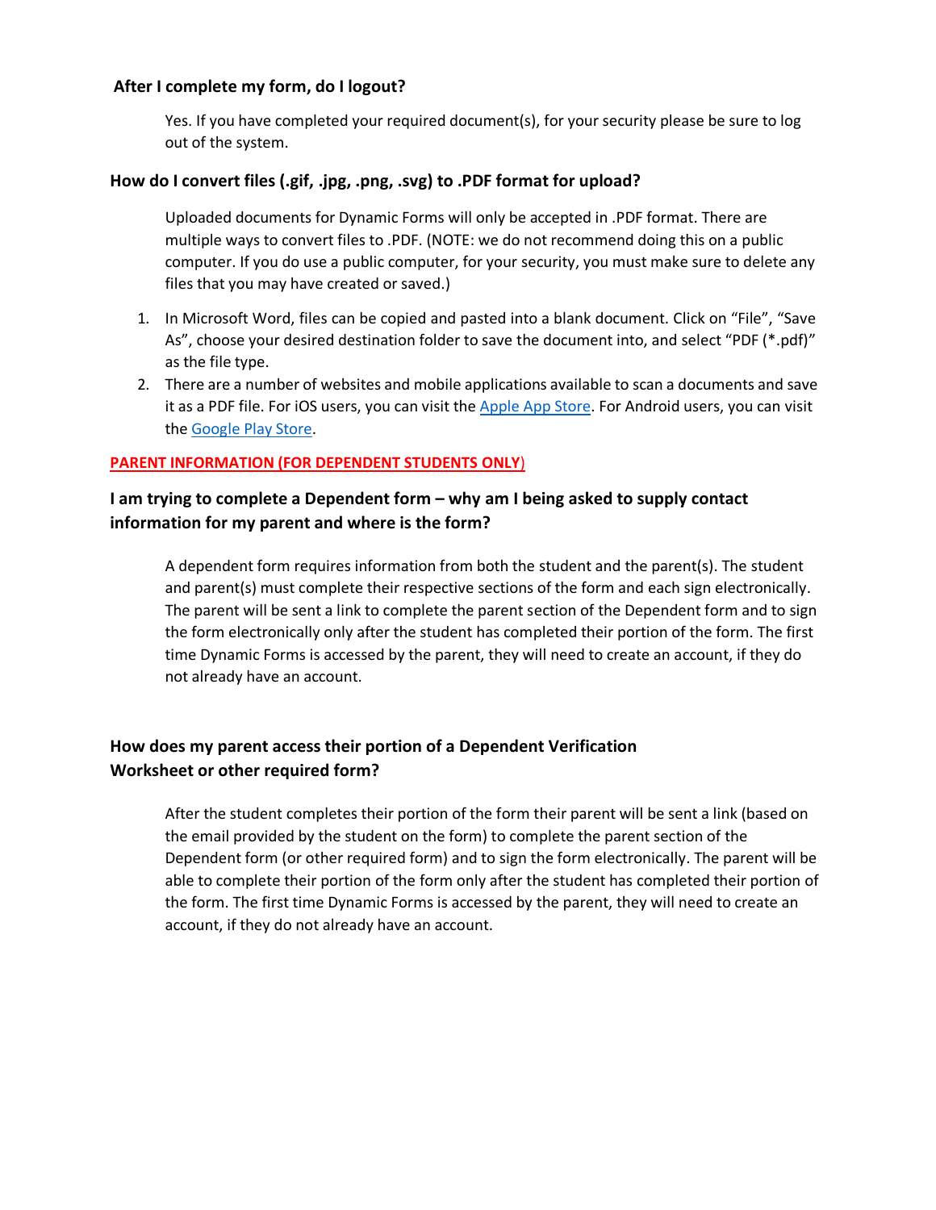### After I complete my form, do I logout?

Yes. If you have completed your required document(s), for your security please be sure to log out of the system.

### How do I convert files (.gif, .jpg, .png, .svg) to .PDF format for upload?

Uploaded documents for Dynamic Forms will only be accepted in .PDF format. There are multiple ways to convert files to .PDF. (NOTE: we do not recommend doing this on a public computer. If you do use a public computer, for your security, you must make sure to delete any files that you may have created or saved.)

1. In Microsoft Word, files can be copied and pasted into a blank document. Click on "File", "Save As", choose your desired destination folder to save the document into, and select "PDF (*.pdf)" as the file type.
2. There are a number of websites and mobile applications available to scan a documents and save it as a PDF file. For iOS users, you can visit the Apple App Store. For Android users, you can visit the Google Play Store.

**PARENT INFORMATION (FOR DEPENDENT STUDENTS ONLY)**

### I am trying to complete a Dependent form – why am I being asked to supply contact information for my parent and where is the form?

A dependent form requires information from both the student and the parent(s). The student and parent(s) must complete their respective sections of the form and each sign electronically. The parent will be sent a link to complete the parent section of the Dependent form and to sign the form electronically only after the student has completed their portion of the form. The first time Dynamic Forms is accessed by the parent, they will need to create an account, if they do not already have an account.

### How does my parent access their portion of a Dependent Verification Worksheet or other required form?

After the student completes their portion of the form their parent will be sent a link (based on the email provided by the student on the form) to complete the parent section of the Dependent form (or other required form) and to sign the form electronically. The parent will be able to complete their portion of the form only after the student has completed their portion of the form. The first time Dynamic Forms is accessed by the parent, they will need to create an account, if they do not already have an account.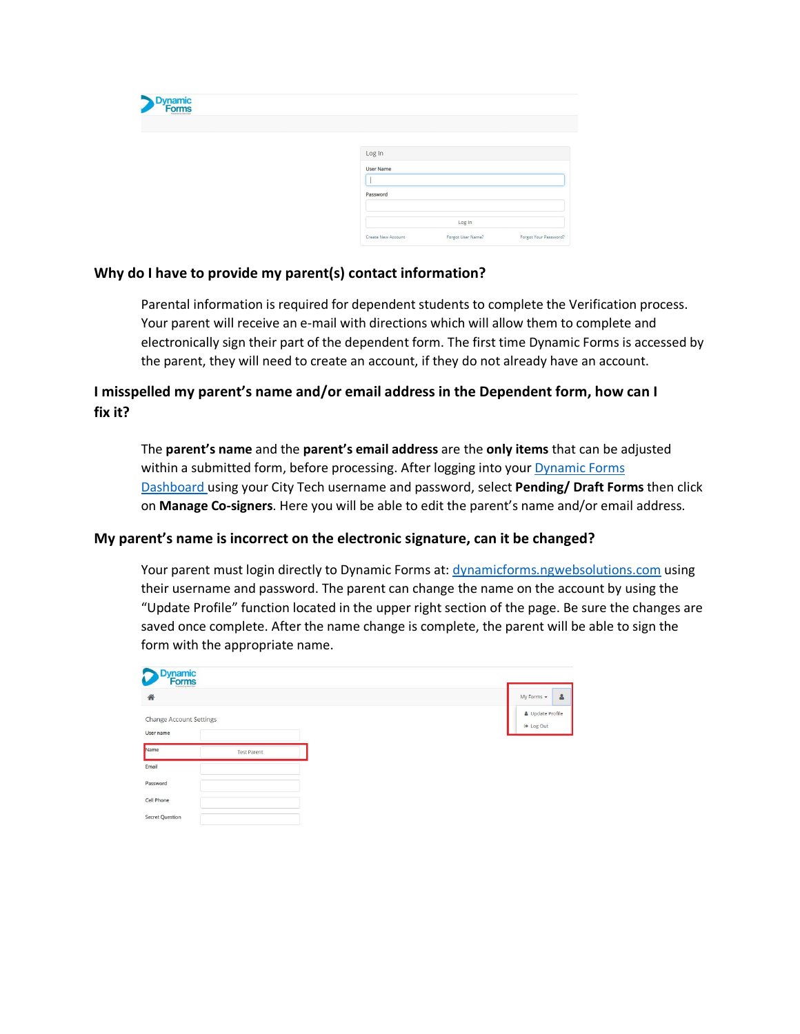## Why do I have to provide my parent(s) contact information?

Parental information is required for dependent students to complete the Verification process. Your parent will receive an e-mail with directions which will allow them to complete and electronically sign their part of the dependent form. The first time Dynamic Forms is accessed by the parent, they will need to create an account, if they do not already have an account.

## I misspelled my parent's name and/or email address in the Dependent form, how can I fix it?

The **parent's name** and the **parent's email address** are the **only items** that can be adjusted within a submitted form, before processing. After logging into your [Dynamic Forms Dashboard](https://dynamicforms.ngwebsolutions.com) using your City Tech username and password, select **Pending/ Draft Forms** then click on **Manage Co-signers**. Here you will be able to edit the parent's name and/or email address.

## My parent's name is incorrect on the electronic signature, can it be changed?

Your parent must login directly to Dynamic Forms at: [dynamicforms.ngwebsolutions.com](https://dynamicforms.ngwebsolutions.com) using their username and password. The parent can change the name on the account by using the "Update Profile" function located in the upper right section of the page. Be sure the changes are saved once complete. After the name change is complete, the parent will be able to sign the form with the appropriate name.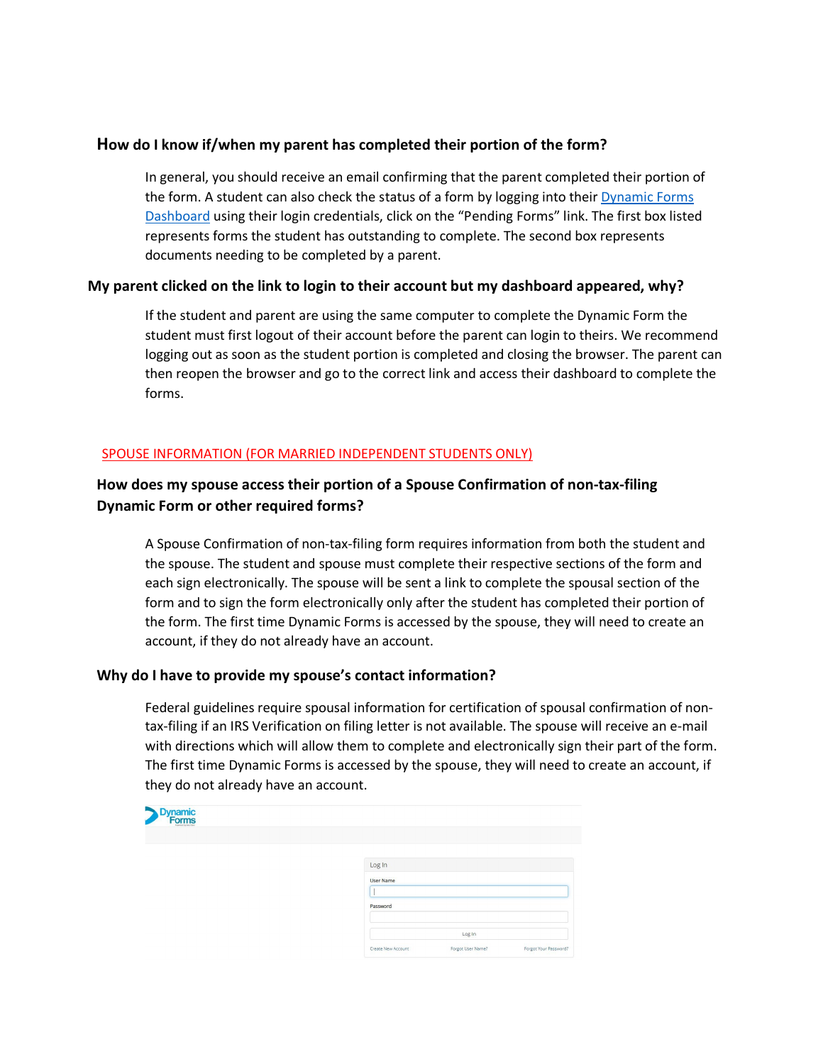### How do I know if/when my parent has completed their portion of the form?

In general, you should receive an email confirming that the parent completed their portion of the form. A student can also check the status of a form by logging into their Dynamic Forms Dashboard using their login credentials, click on the "Pending Forms" link. The first box listed represents forms the student has outstanding to complete. The second box represents documents needing to be completed by a parent.

### My parent clicked on the link to login to their account but my dashboard appeared, why?

If the student and parent are using the same computer to complete the Dynamic Form the student must first logout of their account before the parent can login to theirs. We recommend logging out as soon as the student portion is completed and closing the browser. The parent can then reopen the browser and go to the correct link and access their dashboard to complete the forms.

## SPOUSE INFORMATION (FOR MARRIED INDEPENDENT STUDENTS ONLY)

### How does my spouse access their portion of a Spouse Confirmation of non-tax-filing Dynamic Form or other required forms?

A Spouse Confirmation of non-tax-filing form requires information from both the student and the spouse. The student and spouse must complete their respective sections of the form and each sign electronically. The spouse will be sent a link to complete the spousal section of the form and to sign the form electronically only after the student has completed their portion of the form. The first time Dynamic Forms is accessed by the spouse, they will need to create an account, if they do not already have an account.

### Why do I have to provide my spouse's contact information?

Federal guidelines require spousal information for certification of spousal confirmation of non-tax-filing if an IRS Verification on filing letter is not available. The spouse will receive an e-mail with directions which will allow them to complete and electronically sign their part of the form. The first time Dynamic Forms is accessed by the spouse, they will need to create an account, if they do not already have an account.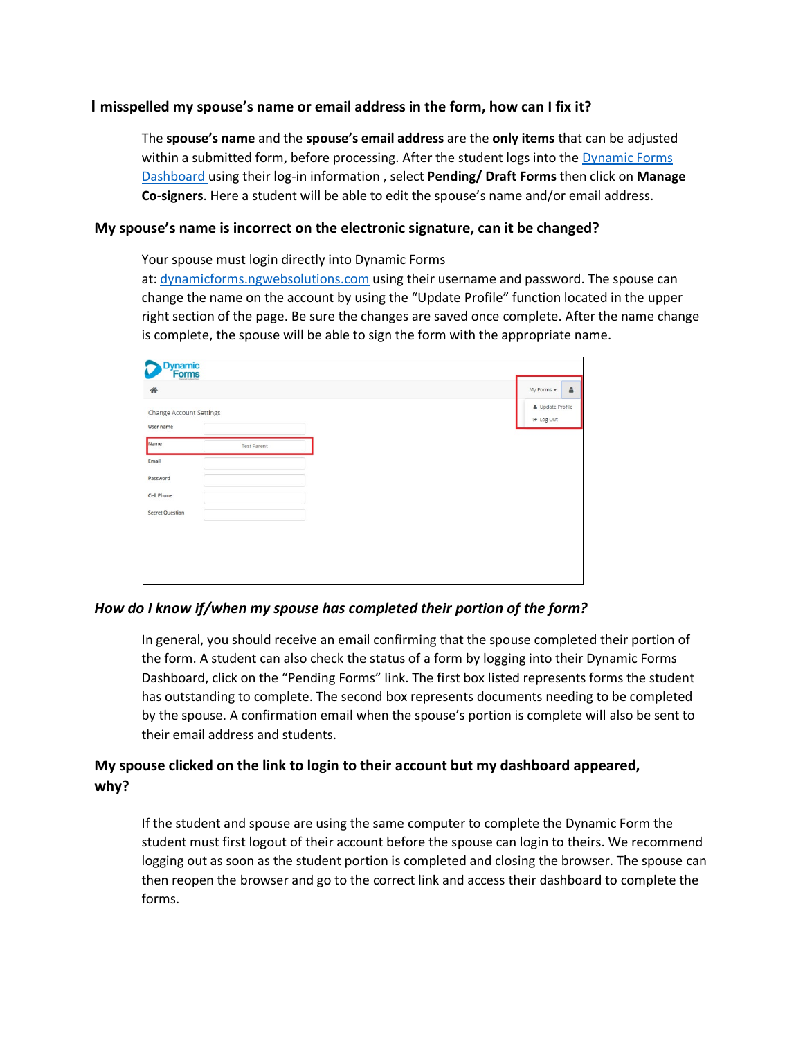**I misspelled my spouse's name or email address in the form, how can I fix it?**

The **spouse's name** and the **spouse's email address** are the **only items** that can be adjusted within a submitted form, before processing. After the student logs into the [Dynamic Forms Dashboard](#) using their log-in information , select **Pending/ Draft Forms** then click on **Manage Co-signers**. Here a student will be able to edit the spouse's name and/or email address.

**My spouse's name is incorrect on the electronic signature, can it be changed?**

Your spouse must login directly into Dynamic Forms at: [dynamicforms.ngwebsolutions.com](#) using their username and password. The spouse can change the name on the account by using the "Update Profile" function located in the upper right section of the page. Be sure the changes are saved once complete. After the name change is complete, the spouse will be able to sign the form with the appropriate name.

***How do I know if/when my spouse has completed their portion of the form?***

In general, you should receive an email confirming that the spouse completed their portion of the form. A student can also check the status of a form by logging into their Dynamic Forms Dashboard, click on the "Pending Forms" link. The first box listed represents forms the student has outstanding to complete. The second box represents documents needing to be completed by the spouse. A confirmation email when the spouse's portion is complete will also be sent to their email address and students.

**My spouse clicked on the link to login to their account but my dashboard appeared, why?**

If the student and spouse are using the same computer to complete the Dynamic Form the student must first logout of their account before the spouse can login to theirs. We recommend logging out as soon as the student portion is completed and closing the browser. The spouse can then reopen the browser and go to the correct link and access their dashboard to complete the forms.